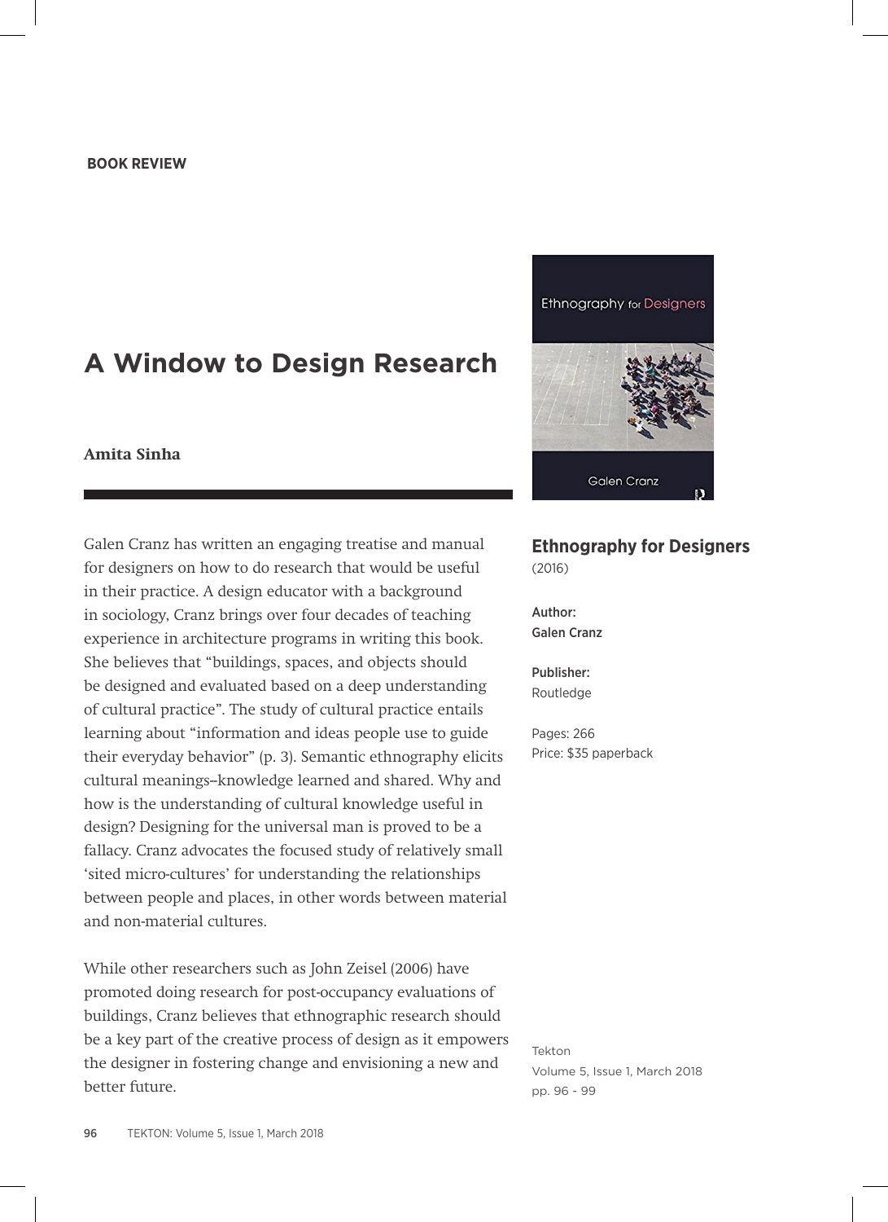**BOOK REVIEW**

# A Window to Design Research

**Amita Sinha**

**Ethnography for Designers**
(2016)

Author:
Galen Cranz

Publisher:
Routledge

Pages: 266
Price: $35 paperback

Galen Cranz has written an engaging treatise and manual for designers on how to do research that would be useful in their practice. A design educator with a background in sociology, Cranz brings over four decades of teaching experience in architecture programs in writing this book. She believes that "buildings, spaces, and objects should be designed and evaluated based on a deep understanding of cultural practice". The study of cultural practice entails learning about "information and ideas people use to guide their everyday behavior" (p. 3). Semantic ethnography elicits cultural meanings–knowledge learned and shared. Why and how is the understanding of cultural knowledge useful in design? Designing for the universal man is proved to be a fallacy. Cranz advocates the focused study of relatively small 'sited micro-cultures' for understanding the relationships between people and places, in other words between material and non-material cultures.

While other researchers such as John Zeisel (2006) have promoted doing research for post-occupancy evaluations of buildings, Cranz believes that ethnographic research should be a key part of the creative process of design as it empowers the designer in fostering change and envisioning a new and better future.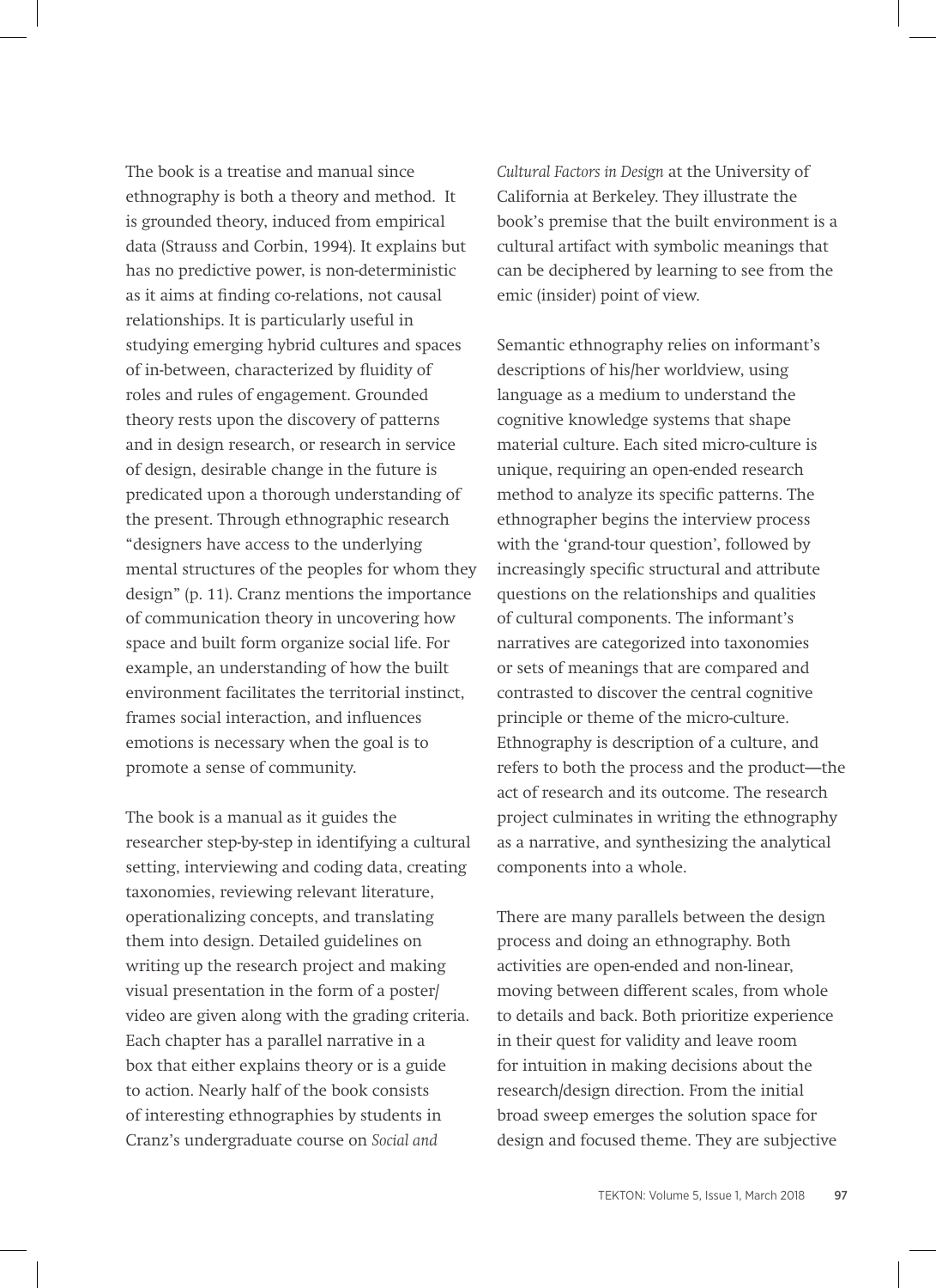The book is a treatise and manual since ethnography is both a theory and method. It is grounded theory, induced from empirical data (Strauss and Corbin, 1994). It explains but has no predictive power, is non-deterministic as it aims at finding co-relations, not causal relationships. It is particularly useful in studying emerging hybrid cultures and spaces of in-between, characterized by fluidity of roles and rules of engagement. Grounded theory rests upon the discovery of patterns and in design research, or research in service of design, desirable change in the future is predicated upon a thorough understanding of the present. Through ethnographic research "designers have access to the underlying mental structures of the peoples for whom they design" (p. 11). Cranz mentions the importance of communication theory in uncovering how space and built form organize social life. For example, an understanding of how the built environment facilitates the territorial instinct, frames social interaction, and influences emotions is necessary when the goal is to promote a sense of community.

The book is a manual as it guides the researcher step-by-step in identifying a cultural setting, interviewing and coding data, creating taxonomies, reviewing relevant literature, operationalizing concepts, and translating them into design. Detailed guidelines on writing up the research project and making visual presentation in the form of a poster/video are given along with the grading criteria. Each chapter has a parallel narrative in a box that either explains theory or is a guide to action. Nearly half of the book consists of interesting ethnographies by students in Cranz's undergraduate course on *Social and Cultural Factors in Design* at the University of California at Berkeley. They illustrate the book's premise that the built environment is a cultural artifact with symbolic meanings that can be deciphered by learning to see from the emic (insider) point of view.

Semantic ethnography relies on informant's descriptions of his/her worldview, using language as a medium to understand the cognitive knowledge systems that shape material culture. Each sited micro-culture is unique, requiring an open-ended research method to analyze its specific patterns. The ethnographer begins the interview process with the 'grand-tour question', followed by increasingly specific structural and attribute questions on the relationships and qualities of cultural components. The informant's narratives are categorized into taxonomies or sets of meanings that are compared and contrasted to discover the central cognitive principle or theme of the micro-culture. Ethnography is description of a culture, and refers to both the process and the product—the act of research and its outcome. The research project culminates in writing the ethnography as a narrative, and synthesizing the analytical components into a whole.

There are many parallels between the design process and doing an ethnography. Both activities are open-ended and non-linear, moving between different scales, from whole to details and back. Both prioritize experience in their quest for validity and leave room for intuition in making decisions about the research/design direction. From the initial broad sweep emerges the solution space for design and focused theme. They are subjective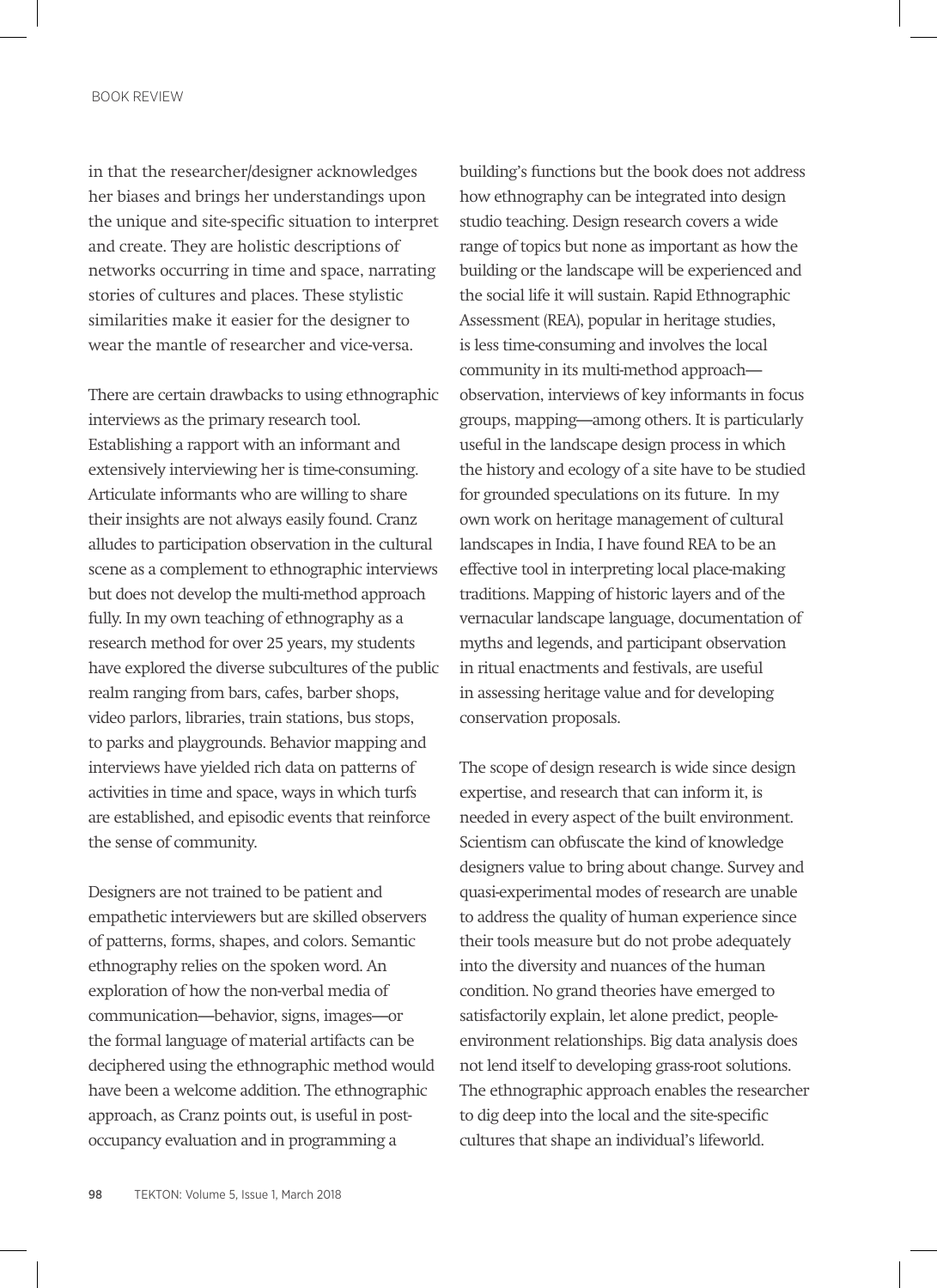in that the researcher/designer acknowledges her biases and brings her understandings upon the unique and site-specific situation to interpret and create. They are holistic descriptions of networks occurring in time and space, narrating stories of cultures and places. These stylistic similarities make it easier for the designer to wear the mantle of researcher and vice-versa.

There are certain drawbacks to using ethnographic interviews as the primary research tool. Establishing a rapport with an informant and extensively interviewing her is time-consuming. Articulate informants who are willing to share their insights are not always easily found. Cranz alludes to participation observation in the cultural scene as a complement to ethnographic interviews but does not develop the multi-method approach fully. In my own teaching of ethnography as a research method for over 25 years, my students have explored the diverse subcultures of the public realm ranging from bars, cafes, barber shops, video parlors, libraries, train stations, bus stops, to parks and playgrounds. Behavior mapping and interviews have yielded rich data on patterns of activities in time and space, ways in which turfs are established, and episodic events that reinforce the sense of community.

Designers are not trained to be patient and empathetic interviewers but are skilled observers of patterns, forms, shapes, and colors. Semantic ethnography relies on the spoken word. An exploration of how the non-verbal media of communication—behavior, signs, images—or the formal language of material artifacts can be deciphered using the ethnographic method would have been a welcome addition. The ethnographic approach, as Cranz points out, is useful in post-occupancy evaluation and in programming a building's functions but the book does not address how ethnography can be integrated into design studio teaching. Design research covers a wide range of topics but none as important as how the building or the landscape will be experienced and the social life it will sustain. Rapid Ethnographic Assessment (REA), popular in heritage studies, is less time-consuming and involves the local community in its multi-method approach—observation, interviews of key informants in focus groups, mapping—among others. It is particularly useful in the landscape design process in which the history and ecology of a site have to be studied for grounded speculations on its future. In my own work on heritage management of cultural landscapes in India, I have found REA to be an effective tool in interpreting local place-making traditions. Mapping of historic layers and of the vernacular landscape language, documentation of myths and legends, and participant observation in ritual enactments and festivals, are useful in assessing heritage value and for developing conservation proposals.

The scope of design research is wide since design expertise, and research that can inform it, is needed in every aspect of the built environment. Scientism can obfuscate the kind of knowledge designers value to bring about change. Survey and quasi-experimental modes of research are unable to address the quality of human experience since their tools measure but do not probe adequately into the diversity and nuances of the human condition. No grand theories have emerged to satisfactorily explain, let alone predict, people-environment relationships. Big data analysis does not lend itself to developing grass-root solutions. The ethnographic approach enables the researcher to dig deep into the local and the site-specific cultures that shape an individual's lifeworld.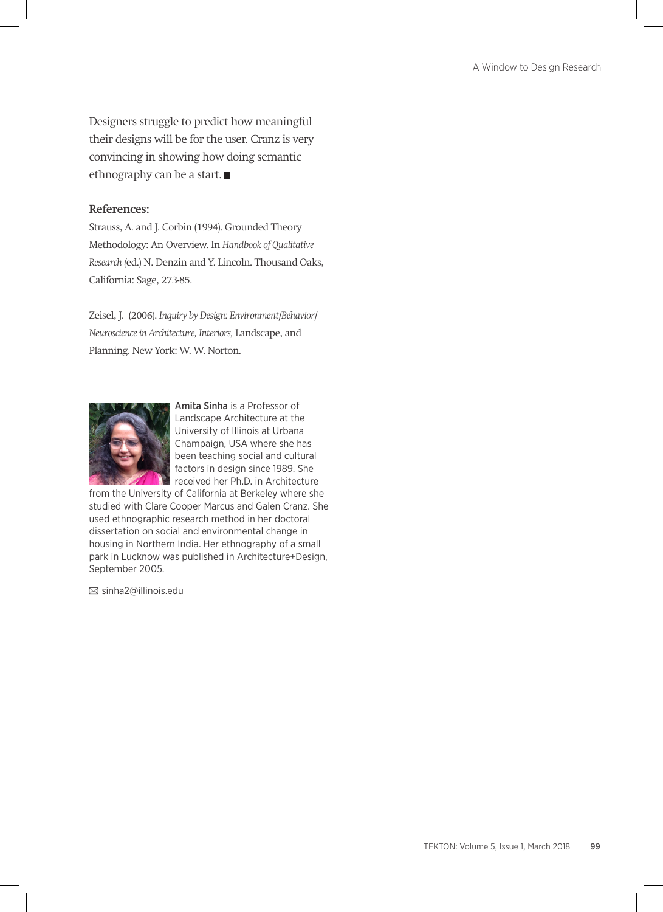Designers struggle to predict how meaningful their designs will be for the user. Cranz is very convincing in showing how doing semantic ethnography can be a start. ■

**References:**

Strauss, A. and J. Corbin (1994). Grounded Theory Methodology: An Overview. In *Handbook of Qualitative Research* (ed.) N. Denzin and Y. Lincoln. Thousand Oaks, California: Sage, 273-85.

Zeisel, J. (2006). *Inquiry by Design: Environment/Behavior/ Neuroscience in Architecture, Interiors,* Landscape, and Planning. New York: W. W. Norton.

**Amita Sinha** is a Professor of Landscape Architecture at the University of Illinois at Urbana Champaign, USA where she has been teaching social and cultural factors in design since 1989. She received her Ph.D. in Architecture from the University of California at Berkeley where she studied with Clare Cooper Marcus and Galen Cranz. She used ethnographic research method in her doctoral dissertation on social and environmental change in housing in Northern India. Her ethnography of a small park in Lucknow was published in Architecture+Design, September 2005.

✉ sinha2@illinois.edu